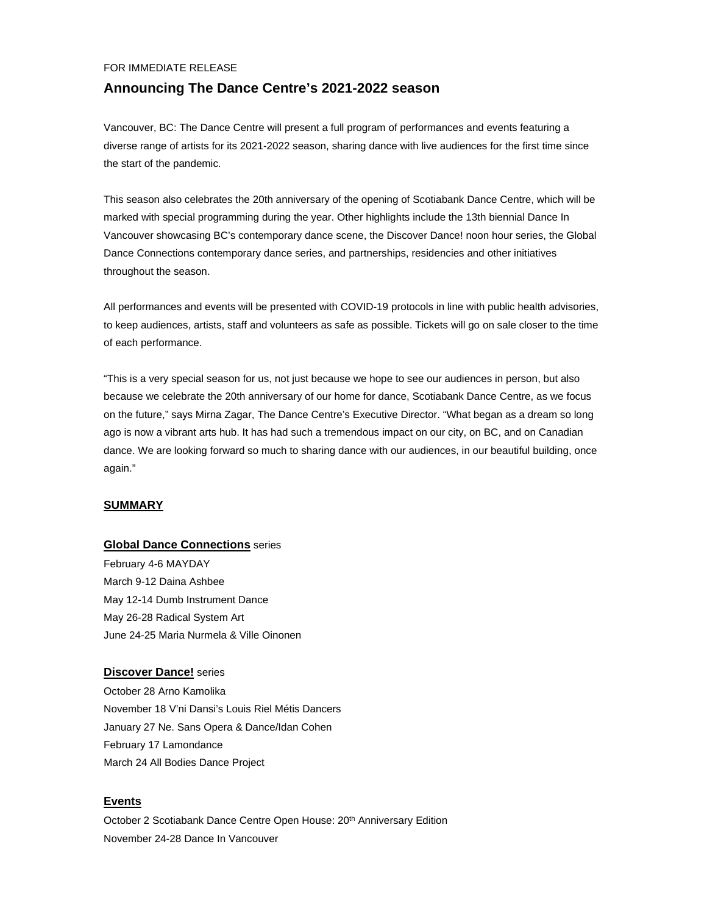FOR IMMEDIATE RELEASE

# Announcing The Dance Centre's 2021-2022 season

Vancouver, BC: The Dance Centre will present a full program of performances and events featuring a diverse range of artists for its 2021-2022 season, sharing dance with live audiences for the first time since the start of the pandemic.

This season also celebrates the 20th anniversary of the opening of Scotiabank Dance Centre, which will be marked with special programming during the year. Other highlights include the 13th biennial Dance In Vancouver showcasing BC's contemporary dance scene, the Discover Dance! noon hour series, the Global Dance Connections contemporary dance series, and partnerships, residencies and other initiatives throughout the season.

All performances and events will be presented with COVID-19 protocols in line with public health advisories, to keep audiences, artists, staff and volunteers as safe as possible. Tickets will go on sale closer to the time of each performance.

"This is a very special season for us, not just because we hope to see our audiences in person, but also because we celebrate the 20th anniversary of our home for dance, Scotiabank Dance Centre, as we focus on the future," says Mirna Zagar, The Dance Centre's Executive Director. "What began as a dream so long ago is now a vibrant arts hub. It has had such a tremendous impact on our city, on BC, and on Canadian dance. We are looking forward so much to sharing dance with our audiences, in our beautiful building, once again."

## SUMMARY

**Global Dance Connections** series

February 4-6 MAYDAY
March 9-12 Daina Ashbee
May 12-14 Dumb Instrument Dance
May 26-28 Radical System Art
June 24-25 Maria Nurmela & Ville Oinonen

**Discover Dance!** series

October 28 Arno Kamolika
November 18 V'ni Dansi's Louis Riel Métis Dancers
January 27 Ne. Sans Opera & Dance/Idan Cohen
February 17 Lamondance
March 24 All Bodies Dance Project

**Events**

October 2 Scotiabank Dance Centre Open House: 20th Anniversary Edition
November 24-28 Dance In Vancouver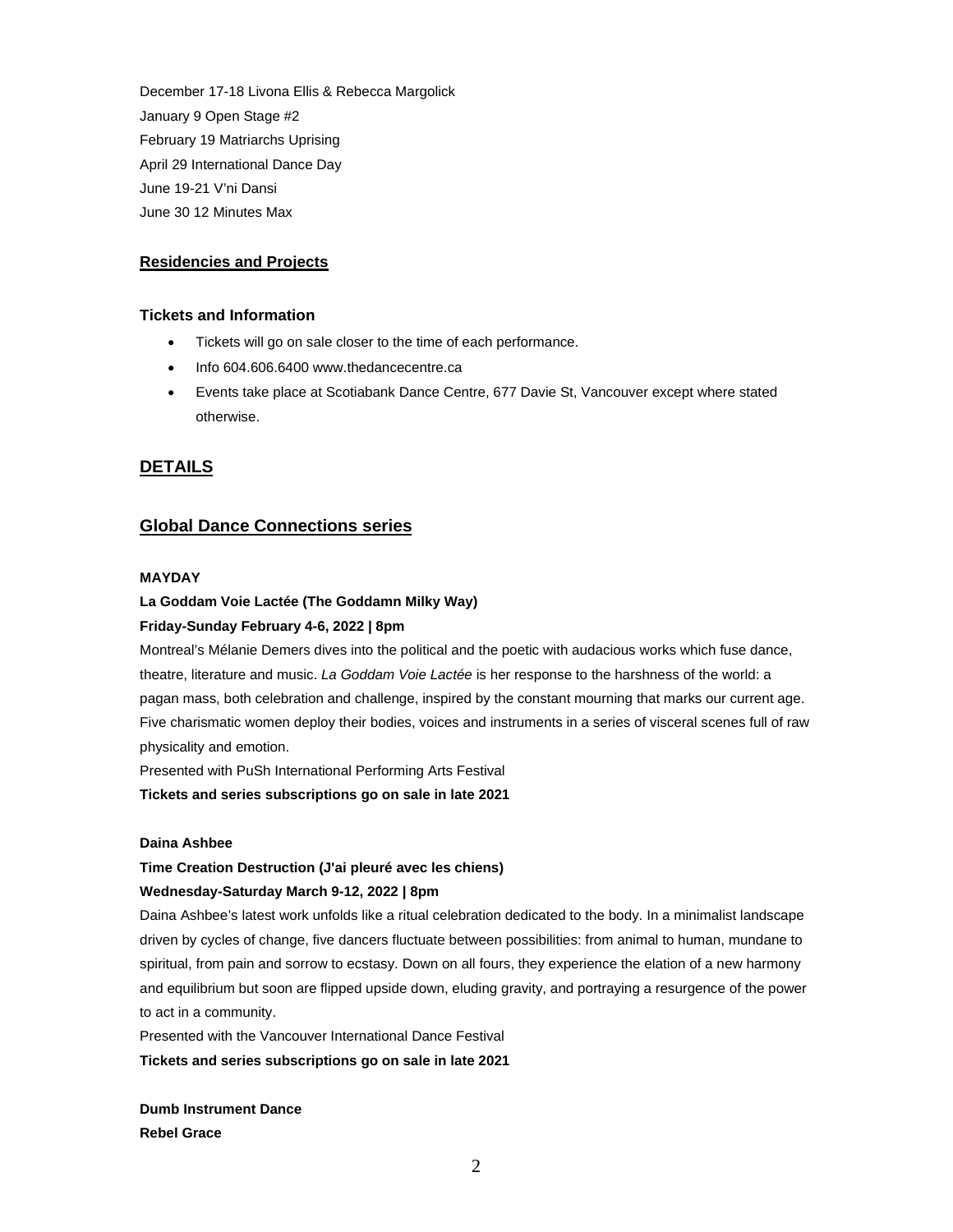December 17-18 Livona Ellis & Rebecca Margolick
January 9 Open Stage #2
February 19 Matriarchs Uprising
April 29 International Dance Day
June 19-21 V'ni Dansi
June 30 12 Minutes Max

## Residencies and Projects

### Tickets and Information

- Tickets will go on sale closer to the time of each performance.
- Info 604.606.6400 www.thedancecentre.ca
- Events take place at Scotiabank Dance Centre, 677 Davie St, Vancouver except where stated otherwise.

## DETAILS

## Global Dance Connections series

**MAYDAY**

**La Goddam Voie Lactée (The Goddamn Milky Way)**

**Friday-Sunday February 4-6, 2022 | 8pm**

Montreal's Mélanie Demers dives into the political and the poetic with audacious works which fuse dance, theatre, literature and music. *La Goddam Voie Lactée* is her response to the harshness of the world: a pagan mass, both celebration and challenge, inspired by the constant mourning that marks our current age. Five charismatic women deploy their bodies, voices and instruments in a series of visceral scenes full of raw physicality and emotion.

Presented with PuSh International Performing Arts Festival

**Tickets and series subscriptions go on sale in late 2021**

**Daina Ashbee**

**Time Creation Destruction (J'ai pleuré avec les chiens)**

**Wednesday-Saturday March 9-12, 2022 | 8pm**

Daina Ashbee's latest work unfolds like a ritual celebration dedicated to the body. In a minimalist landscape driven by cycles of change, five dancers fluctuate between possibilities: from animal to human, mundane to spiritual, from pain and sorrow to ecstasy. Down on all fours, they experience the elation of a new harmony and equilibrium but soon are flipped upside down, eluding gravity, and portraying a resurgence of the power to act in a community.

Presented with the Vancouver International Dance Festival

**Tickets and series subscriptions go on sale in late 2021**

**Dumb Instrument Dance**

**Rebel Grace**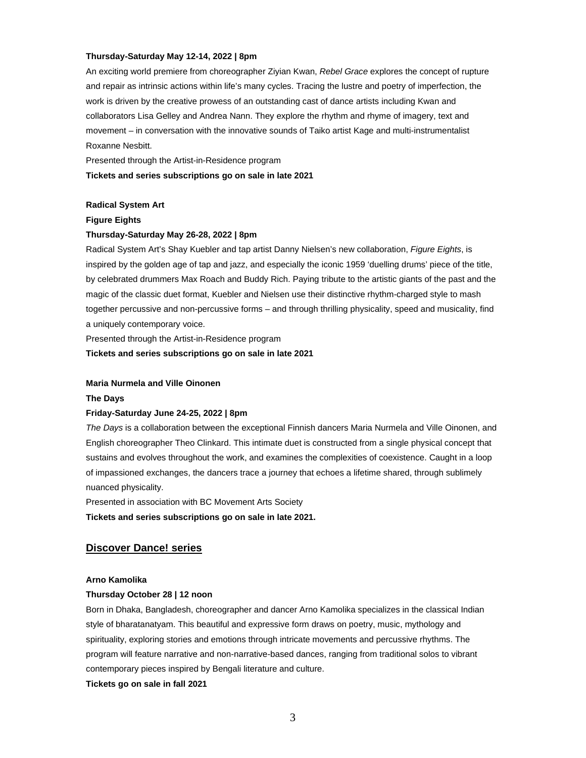**Thursday-Saturday May 12-14, 2022 | 8pm**

An exciting world premiere from choreographer Ziyian Kwan, *Rebel Grace* explores the concept of rupture and repair as intrinsic actions within life's many cycles. Tracing the lustre and poetry of imperfection, the work is driven by the creative prowess of an outstanding cast of dance artists including Kwan and collaborators Lisa Gelley and Andrea Nann. They explore the rhythm and rhyme of imagery, text and movement – in conversation with the innovative sounds of Taiko artist Kage and multi-instrumentalist Roxanne Nesbitt.

Presented through the Artist-in-Residence program

**Tickets and series subscriptions go on sale in late 2021**

**Radical System Art**

**Figure Eights**

**Thursday-Saturday May 26-28, 2022 | 8pm**

Radical System Art's Shay Kuebler and tap artist Danny Nielsen's new collaboration, *Figure Eights*, is inspired by the golden age of tap and jazz, and especially the iconic 1959 'duelling drums' piece of the title, by celebrated drummers Max Roach and Buddy Rich. Paying tribute to the artistic giants of the past and the magic of the classic duet format, Kuebler and Nielsen use their distinctive rhythm-charged style to mash together percussive and non-percussive forms – and through thrilling physicality, speed and musicality, find a uniquely contemporary voice.

Presented through the Artist-in-Residence program

**Tickets and series subscriptions go on sale in late 2021**

**Maria Nurmela and Ville Oinonen**

**The Days**

**Friday-Saturday June 24-25, 2022 | 8pm**

*The Days* is a collaboration between the exceptional Finnish dancers Maria Nurmela and Ville Oinonen, and English choreographer Theo Clinkard. This intimate duet is constructed from a single physical concept that sustains and evolves throughout the work, and examines the complexities of coexistence. Caught in a loop of impassioned exchanges, the dancers trace a journey that echoes a lifetime shared, through sublimely nuanced physicality.

Presented in association with BC Movement Arts Society

**Tickets and series subscriptions go on sale in late 2021.**

## Discover Dance! series

**Arno Kamolika**

**Thursday October 28 | 12 noon**

Born in Dhaka, Bangladesh, choreographer and dancer Arno Kamolika specializes in the classical Indian style of bharatanatyam. This beautiful and expressive form draws on poetry, music, mythology and spirituality, exploring stories and emotions through intricate movements and percussive rhythms. The program will feature narrative and non-narrative-based dances, ranging from traditional solos to vibrant contemporary pieces inspired by Bengali literature and culture.

**Tickets go on sale in fall 2021**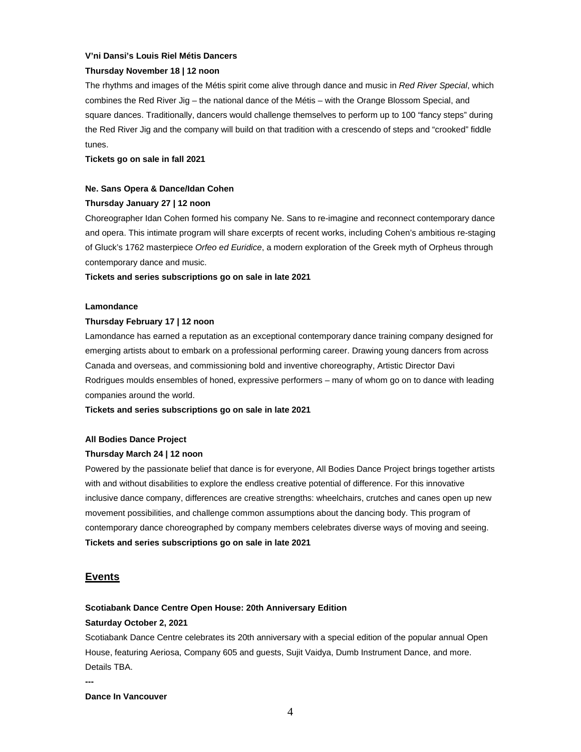**V'ni Dansi's Louis Riel Métis Dancers**

**Thursday November 18 | 12 noon**

The rhythms and images of the Métis spirit come alive through dance and music in *Red River Special*, which combines the Red River Jig – the national dance of the Métis – with the Orange Blossom Special, and square dances. Traditionally, dancers would challenge themselves to perform up to 100 "fancy steps" during the Red River Jig and the company will build on that tradition with a crescendo of steps and "crooked" fiddle tunes.

**Tickets go on sale in fall 2021**

**Ne. Sans Opera & Dance/Idan Cohen**

**Thursday January 27 | 12 noon**

Choreographer Idan Cohen formed his company Ne. Sans to re-imagine and reconnect contemporary dance and opera. This intimate program will share excerpts of recent works, including Cohen's ambitious re-staging of Gluck's 1762 masterpiece *Orfeo ed Euridice*, a modern exploration of the Greek myth of Orpheus through contemporary dance and music.

**Tickets and series subscriptions go on sale in late 2021**

**Lamondance**

**Thursday February 17 | 12 noon**

Lamondance has earned a reputation as an exceptional contemporary dance training company designed for emerging artists about to embark on a professional performing career. Drawing young dancers from across Canada and overseas, and commissioning bold and inventive choreography, Artistic Director Davi Rodrigues moulds ensembles of honed, expressive performers – many of whom go on to dance with leading companies around the world.

**Tickets and series subscriptions go on sale in late 2021**

**All Bodies Dance Project**

**Thursday March 24 | 12 noon**

Powered by the passionate belief that dance is for everyone, All Bodies Dance Project brings together artists with and without disabilities to explore the endless creative potential of difference. For this innovative inclusive dance company, differences are creative strengths: wheelchairs, crutches and canes open up new movement possibilities, and challenge common assumptions about the dancing body. This program of contemporary dance choreographed by company members celebrates diverse ways of moving and seeing.

**Tickets and series subscriptions go on sale in late 2021**

## Events

**Scotiabank Dance Centre Open House: 20th Anniversary Edition**

**Saturday October 2, 2021**

Scotiabank Dance Centre celebrates its 20th anniversary with a special edition of the popular annual Open House, featuring Aeriosa, Company 605 and guests, Sujit Vaidya, Dumb Instrument Dance, and more. Details TBA.

**---**

**Dance In Vancouver**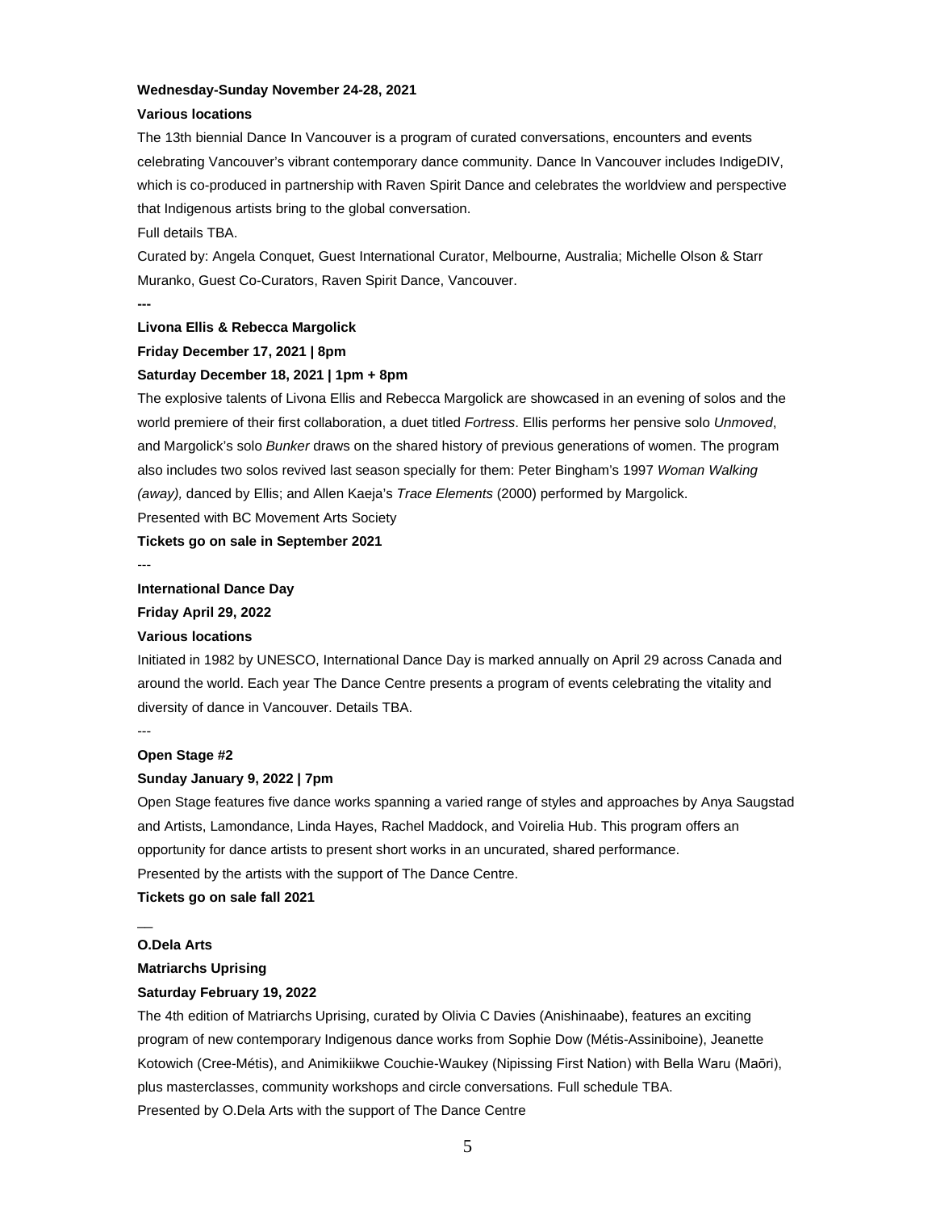**Wednesday-Sunday November 24-28, 2021**

**Various locations**

The 13th biennial Dance In Vancouver is a program of curated conversations, encounters and events celebrating Vancouver's vibrant contemporary dance community. Dance In Vancouver includes IndigeDIV, which is co-produced in partnership with Raven Spirit Dance and celebrates the worldview and perspective that Indigenous artists bring to the global conversation.

Full details TBA.

Curated by: Angela Conquet, Guest International Curator, Melbourne, Australia; Michelle Olson & Starr Muranko, Guest Co-Curators, Raven Spirit Dance, Vancouver.

**---**

**Livona Ellis & Rebecca Margolick**

**Friday December 17, 2021 | 8pm**

**Saturday December 18, 2021 | 1pm + 8pm**

The explosive talents of Livona Ellis and Rebecca Margolick are showcased in an evening of solos and the world premiere of their first collaboration, a duet titled *Fortress*. Ellis performs her pensive solo *Unmoved*, and Margolick's solo *Bunker* draws on the shared history of previous generations of women. The program also includes two solos revived last season specially for them: Peter Bingham's 1997 *Woman Walking (away),* danced by Ellis; and Allen Kaeja's *Trace Elements* (2000) performed by Margolick.

Presented with BC Movement Arts Society

**Tickets go on sale in September 2021**

---

**International Dance Day**

**Friday April 29, 2022**

**Various locations**

Initiated in 1982 by UNESCO, International Dance Day is marked annually on April 29 across Canada and around the world. Each year The Dance Centre presents a program of events celebrating the vitality and diversity of dance in Vancouver. Details TBA.

---

**Open Stage #2**

**Sunday January 9, 2022 | 7pm**

Open Stage features five dance works spanning a varied range of styles and approaches by Anya Saugstad and Artists, Lamondance, Linda Hayes, Rachel Maddock, and Voirelia Hub. This program offers an opportunity for dance artists to present short works in an uncurated, shared performance.

Presented by the artists with the support of The Dance Centre.

**Tickets go on sale fall 2021**

—

**O.Dela Arts**

**Matriarchs Uprising**

**Saturday February 19, 2022**

The 4th edition of Matriarchs Uprising, curated by Olivia C Davies (Anishinaabe), features an exciting program of new contemporary Indigenous dance works from Sophie Dow (Métis-Assiniboine), Jeanette Kotowich (Cree-Métis), and Animikiikwe Couchie-Waukey (Nipissing First Nation) with Bella Waru (Māori), plus masterclasses, community workshops and circle conversations. Full schedule TBA.

Presented by O.Dela Arts with the support of The Dance Centre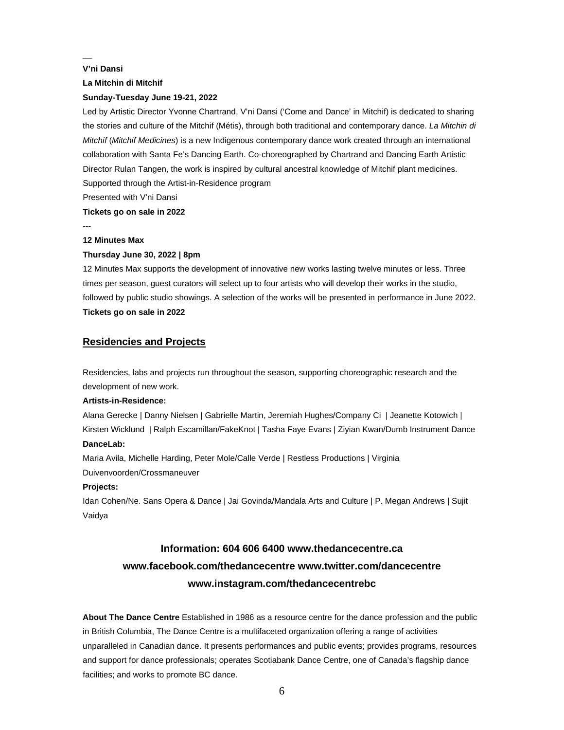—

**V'ni Dansi**

**La Mitchin di Mitchif**

**Sunday-Tuesday June 19-21, 2022**

Led by Artistic Director Yvonne Chartrand, V'ni Dansi ('Come and Dance' in Mitchif) is dedicated to sharing the stories and culture of the Mitchif (Métis), through both traditional and contemporary dance. *La Mitchin di Mitchif* (*Mitchif Medicines*) is a new Indigenous contemporary dance work created through an international collaboration with Santa Fe's Dancing Earth. Co-choreographed by Chartrand and Dancing Earth Artistic Director Rulan Tangen, the work is inspired by cultural ancestral knowledge of Mitchif plant medicines.

Supported through the Artist-in-Residence program

Presented with V'ni Dansi

**Tickets go on sale in 2022**

---

**12 Minutes Max**

**Thursday June 30, 2022 | 8pm**

12 Minutes Max supports the development of innovative new works lasting twelve minutes or less. Three times per season, guest curators will select up to four artists who will develop their works in the studio, followed by public studio showings. A selection of the works will be presented in performance in June 2022.

**Tickets go on sale in 2022**

## Residencies and Projects

Residencies, labs and projects run throughout the season, supporting choreographic research and the development of new work.

**Artists-in-Residence:**

Alana Gerecke | Danny Nielsen | Gabrielle Martin, Jeremiah Hughes/Company Ci | Jeanette Kotowich | Kirsten Wicklund | Ralph Escamillan/FakeKnot | Tasha Faye Evans | Ziyian Kwan/Dumb Instrument Dance

**DanceLab:**

Maria Avila, Michelle Harding, Peter Mole/Calle Verde | Restless Productions | Virginia Duivenvoorden/Crossmaneuver

**Projects:**

Idan Cohen/Ne. Sans Opera & Dance | Jai Govinda/Mandala Arts and Culture | P. Megan Andrews | Sujit Vaidya

**Information: 604 606 6400 www.thedancecentre.ca**
**www.facebook.com/thedancecentre www.twitter.com/dancecentre**
**www.instagram.com/thedancecentrebc**

**About The Dance Centre** Established in 1986 as a resource centre for the dance profession and the public in British Columbia, The Dance Centre is a multifaceted organization offering a range of activities unparalleled in Canadian dance. It presents performances and public events; provides programs, resources and support for dance professionals; operates Scotiabank Dance Centre, one of Canada's flagship dance facilities; and works to promote BC dance.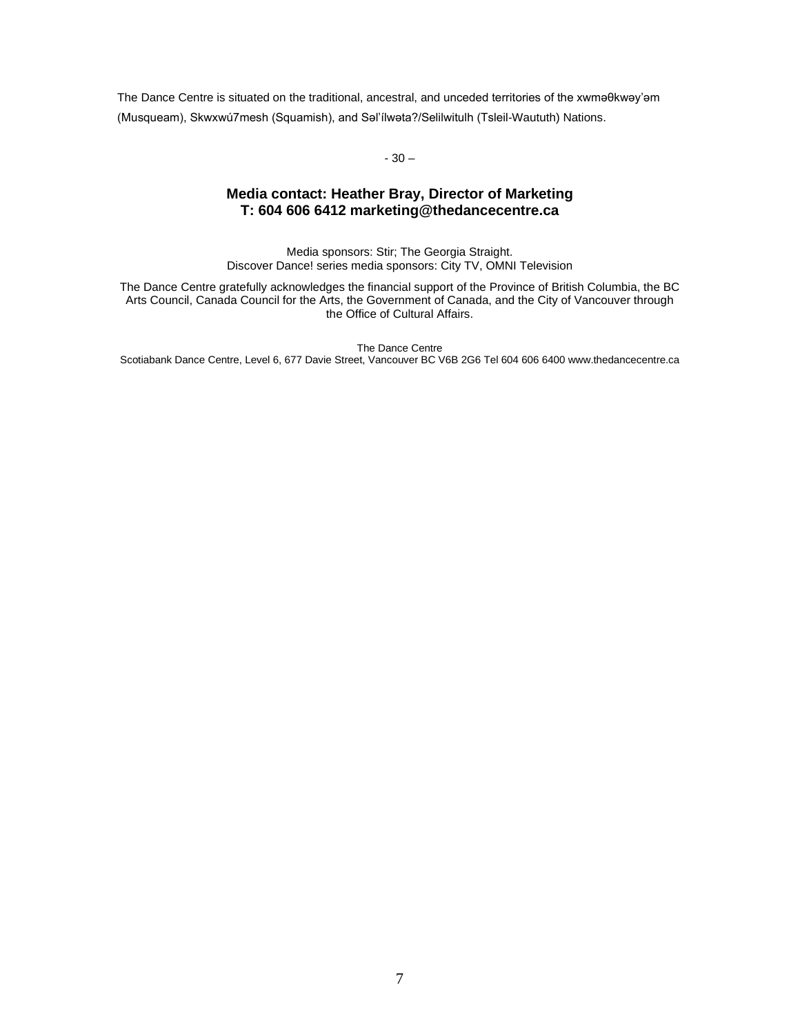The Dance Centre is situated on the traditional, ancestral, and unceded territories of the xwməθkwəy'əm (Musqueam), Skwxwú7mesh (Squamish), and Səl'ílwəta?/Selilwitulh (Tsleil-Waututh) Nations.

- 30 –

**Media contact: Heather Bray, Director of Marketing**
**T: 604 606 6412 marketing@thedancecentre.ca**

Media sponsors: Stir; The Georgia Straight.
Discover Dance! series media sponsors: City TV, OMNI Television

The Dance Centre gratefully acknowledges the financial support of the Province of British Columbia, the BC Arts Council, Canada Council for the Arts, the Government of Canada, and the City of Vancouver through the Office of Cultural Affairs.

The Dance Centre
Scotiabank Dance Centre, Level 6, 677 Davie Street, Vancouver BC V6B 2G6 Tel 604 606 6400 www.thedancecentre.ca